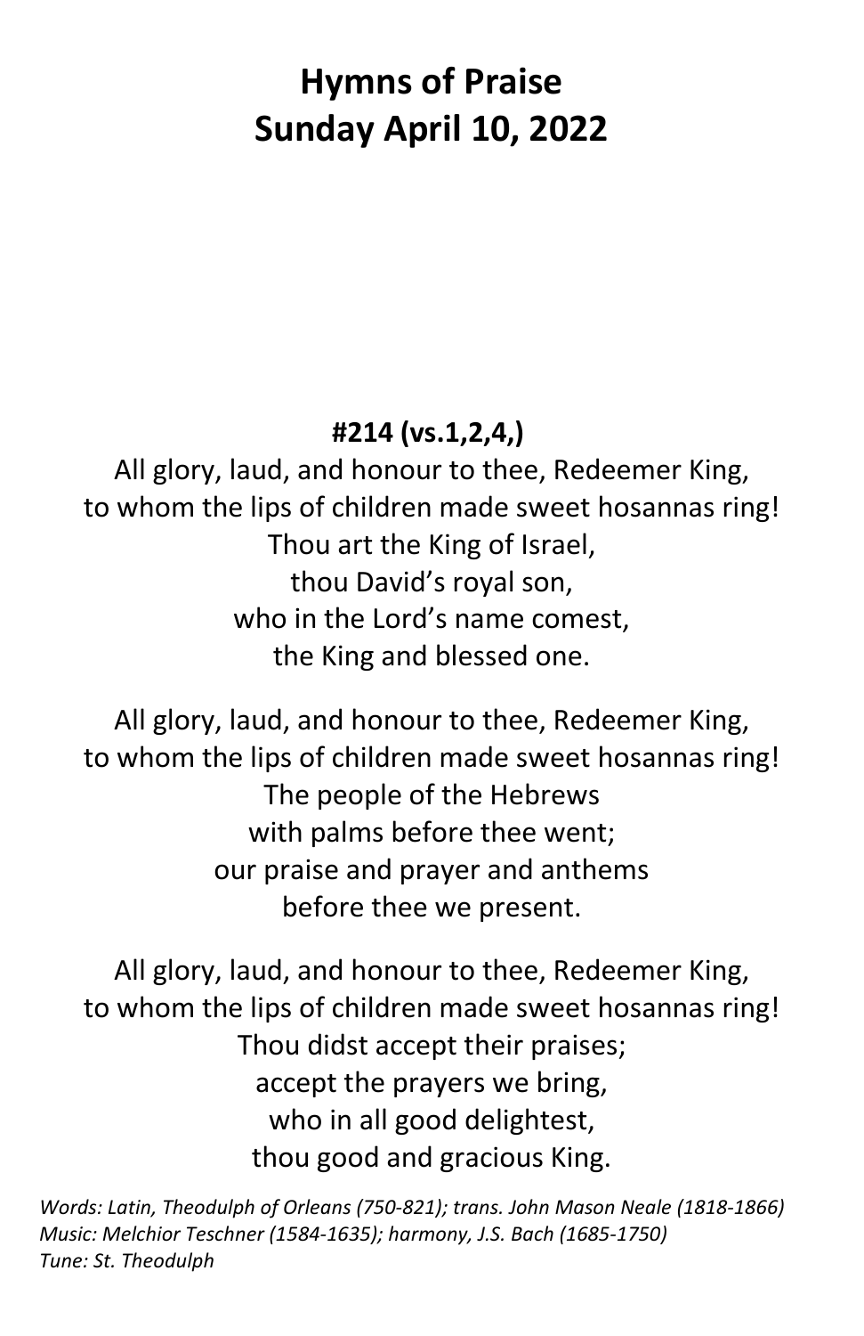# Hymns of Praise
# Sunday April 10, 2022

**#214 (vs.1,2,4,)**

All glory, laud, and honour to thee, Redeemer King,
to whom the lips of children made sweet hosannas ring!
Thou art the King of Israel,
thou David's royal son,
who in the Lord's name comest,
the King and blessed one.

All glory, laud, and honour to thee, Redeemer King,
to whom the lips of children made sweet hosannas ring!
The people of the Hebrews
with palms before thee went;
our praise and prayer and anthems
before thee we present.

All glory, laud, and honour to thee, Redeemer King,
to whom the lips of children made sweet hosannas ring!
Thou didst accept their praises;
accept the prayers we bring,
who in all good delightest,
thou good and gracious King.

*Words: Latin, Theodulph of Orleans (750-821); trans. John Mason Neale (1818-1866)*
*Music: Melchior Teschner (1584-1635); harmony, J.S. Bach (1685-1750)*
*Tune: St. Theodulph*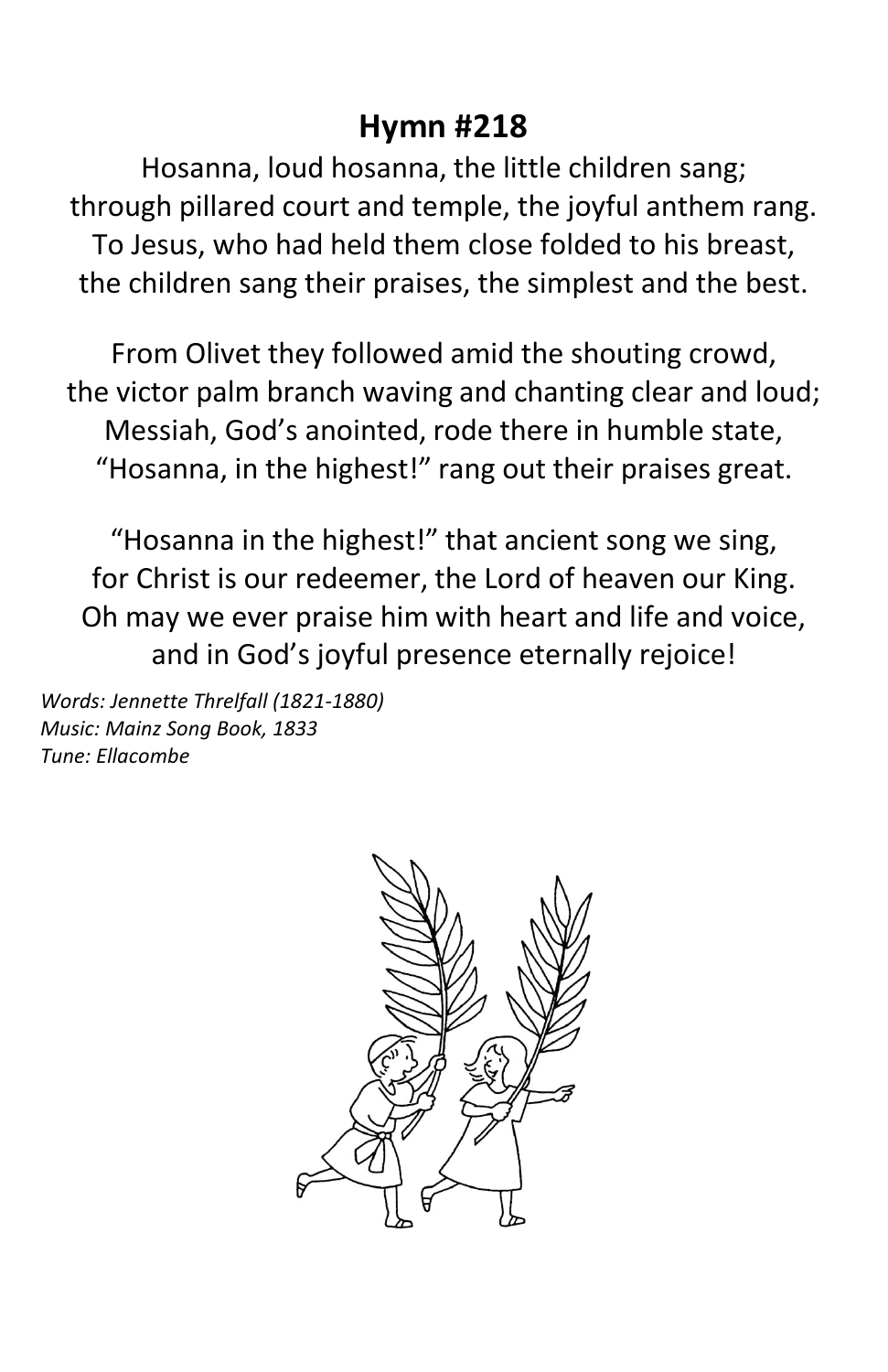## Hymn #218

Hosanna, loud hosanna, the little children sang;
through pillared court and temple, the joyful anthem rang.
To Jesus, who had held them close folded to his breast,
the children sang their praises, the simplest and the best.

From Olivet they followed amid the shouting crowd,
the victor palm branch waving and chanting clear and loud;
Messiah, God's anointed, rode there in humble state,
"Hosanna, in the highest!" rang out their praises great.

"Hosanna in the highest!" that ancient song we sing,
for Christ is our redeemer, the Lord of heaven our King.
Oh may we ever praise him with heart and life and voice,
and in God's joyful presence eternally rejoice!

*Words: Jennette Threlfall (1821-1880)*
*Music: Mainz Song Book, 1833*
*Tune: Ellacombe*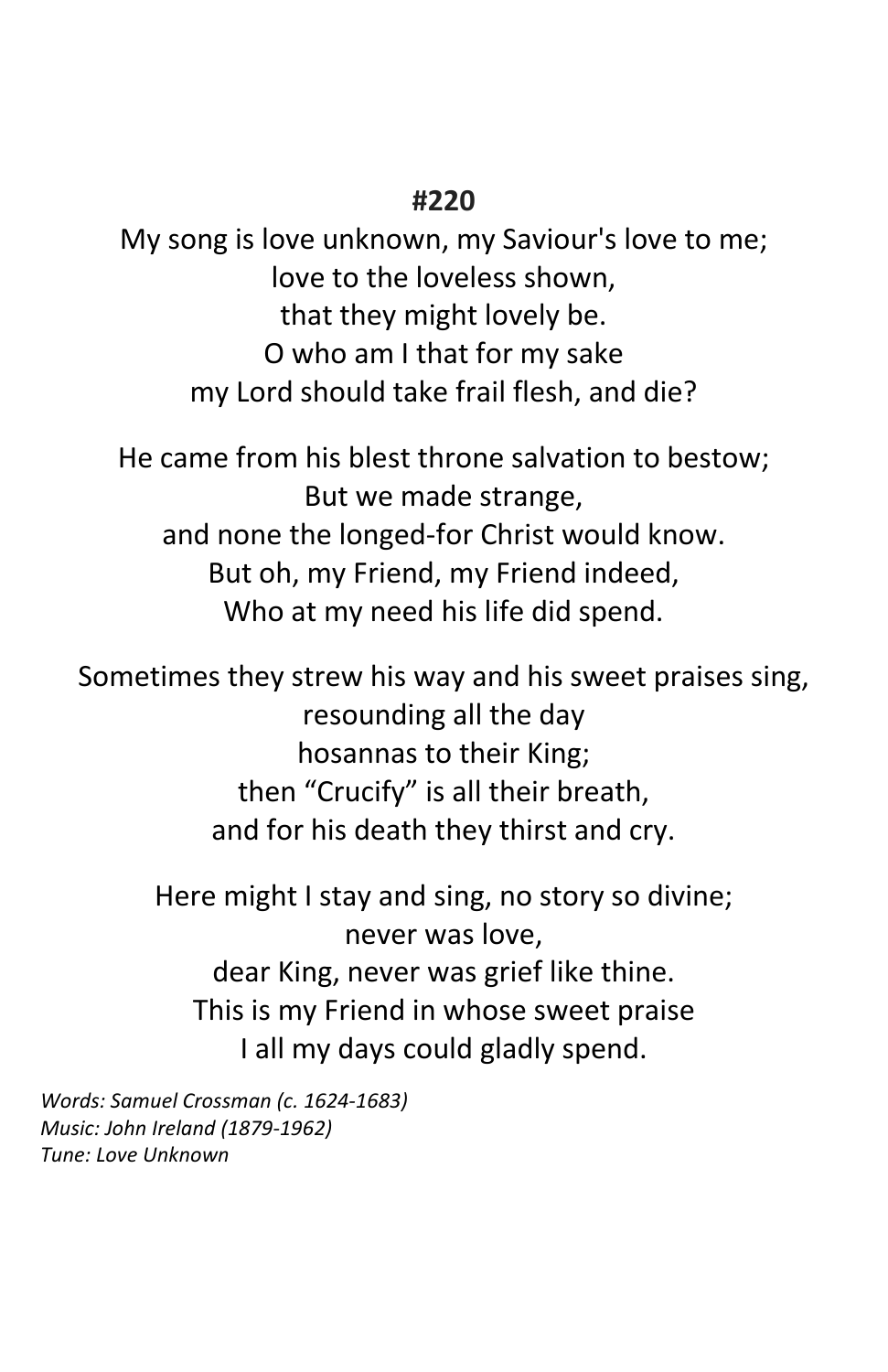**#220**

My song is love unknown, my Saviour's love to me;
love to the loveless shown,
that they might lovely be.
O who am I that for my sake
my Lord should take frail flesh, and die?

He came from his blest throne salvation to bestow;
But we made strange,
and none the longed-for Christ would know.
But oh, my Friend, my Friend indeed,
Who at my need his life did spend.

Sometimes they strew his way and his sweet praises sing,
resounding all the day
hosannas to their King;
then "Crucify" is all their breath,
and for his death they thirst and cry.

Here might I stay and sing, no story so divine;
never was love,
dear King, never was grief like thine.
This is my Friend in whose sweet praise
I all my days could gladly spend.

*Words: Samuel Crossman (c. 1624-1683)*
*Music: John Ireland (1879-1962)*
*Tune: Love Unknown*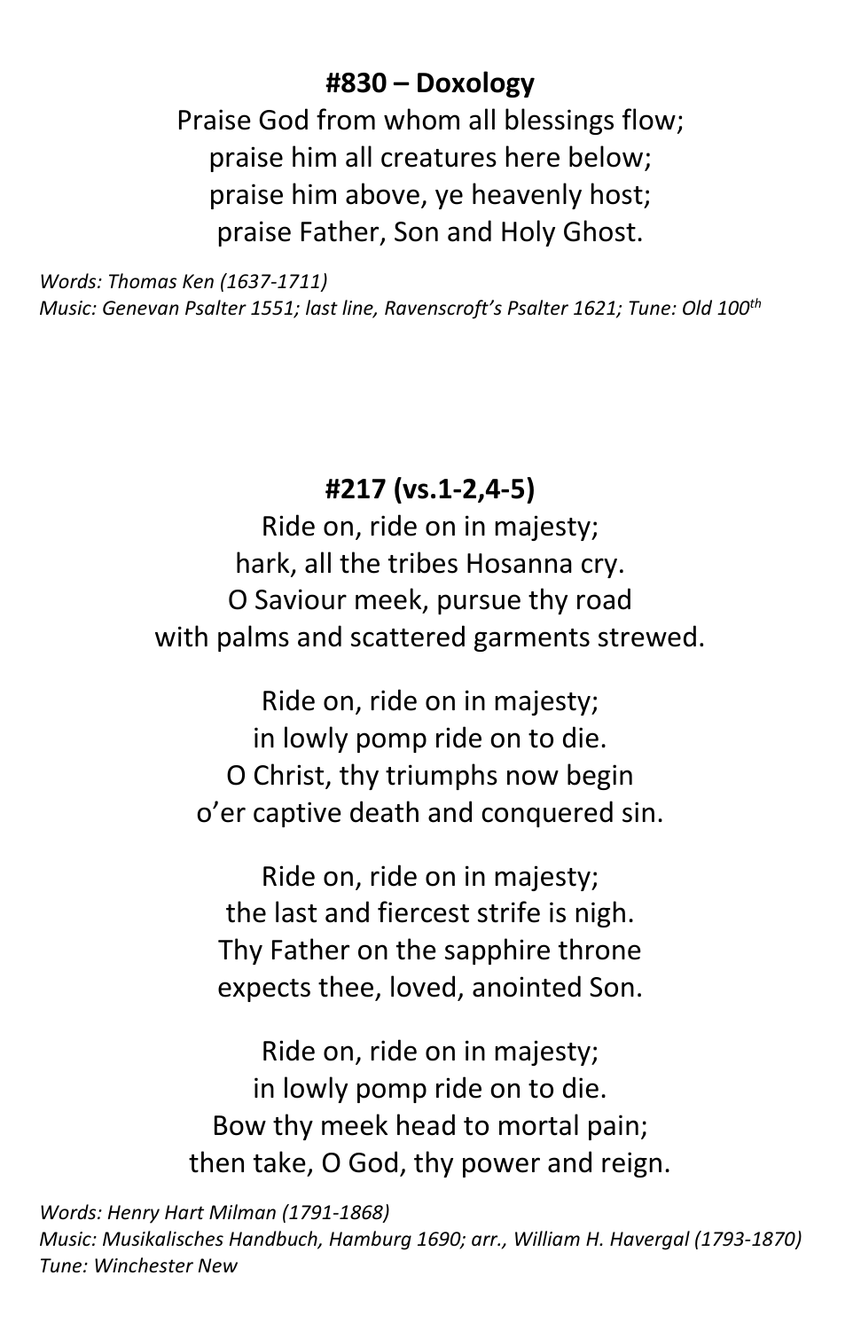**#830 – Doxology**

Praise God from whom all blessings flow;
praise him all creatures here below;
praise him above, ye heavenly host;
praise Father, Son and Holy Ghost.

*Words: Thomas Ken (1637-1711)*
*Music: Genevan Psalter 1551; last line, Ravenscroft's Psalter 1621; Tune: Old 100th*

**#217 (vs.1-2,4-5)**

Ride on, ride on in majesty;
hark, all the tribes Hosanna cry.
O Saviour meek, pursue thy road
with palms and scattered garments strewed.

Ride on, ride on in majesty;
in lowly pomp ride on to die.
O Christ, thy triumphs now begin
o'er captive death and conquered sin.

Ride on, ride on in majesty;
the last and fiercest strife is nigh.
Thy Father on the sapphire throne
expects thee, loved, anointed Son.

Ride on, ride on in majesty;
in lowly pomp ride on to die.
Bow thy meek head to mortal pain;
then take, O God, thy power and reign.

*Words: Henry Hart Milman (1791-1868)*
*Music: Musikalisches Handbuch, Hamburg 1690; arr., William H. Havergal (1793-1870)*
*Tune: Winchester New*